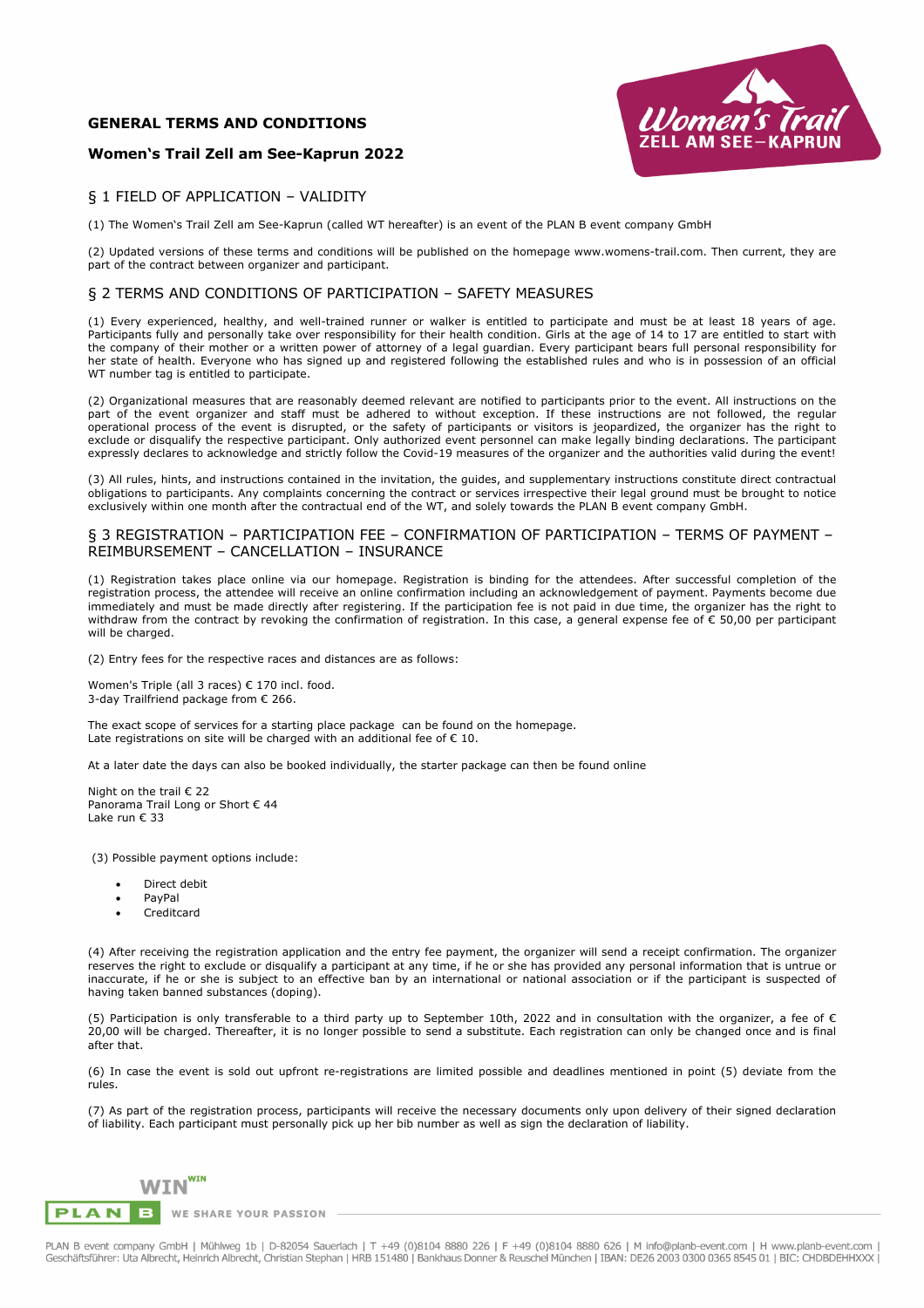**GENERAL TERMS AND CONDITIONS**

**Women's Trail Zell am See-Kaprun 2022**

## § 1 FIELD OF APPLICATION – VALIDITY

(1) The Women's Trail Zell am See-Kaprun (called WT hereafter) is an event of the PLAN B event company GmbH

(2) Updated versions of these terms and conditions will be published on the homepage www.womens-trail.com. Then current, they are part of the contract between organizer and participant.

## § 2 TERMS AND CONDITIONS OF PARTICIPATION – SAFETY MEASURES

(1) Every experienced, healthy, and well-trained runner or walker is entitled to participate and must be at least 18 years of age. Participants fully and personally take over responsibility for their health condition. Girls at the age of 14 to 17 are entitled to start with the company of their mother or a written power of attorney of a legal guardian. Every participant bears full personal responsibility for her state of health. Everyone who has signed up and registered following the established rules and who is in possession of an official WT number tag is entitled to participate.

(2) Organizational measures that are reasonably deemed relevant are notified to participants prior to the event. All instructions on the part of the event organizer and staff must be adhered to without exception. If these instructions are not followed, the regular operational process of the event is disrupted, or the safety of participants or visitors is jeopardized, the organizer has the right to exclude or disqualify the respective participant. Only authorized event personnel can make legally binding declarations. The participant expressly declares to acknowledge and strictly follow the Covid-19 measures of the organizer and the authorities valid during the event!

(3) All rules, hints, and instructions contained in the invitation, the guides, and supplementary instructions constitute direct contractual obligations to participants. Any complaints concerning the contract or services irrespective their legal ground must be brought to notice exclusively within one month after the contractual end of the WT, and solely towards the PLAN B event company GmbH.

## § 3 REGISTRATION – PARTICIPATION FEE – CONFIRMATION OF PARTICIPATION – TERMS OF PAYMENT – REIMBURSEMENT – CANCELLATION – INSURANCE

(1) Registration takes place online via our homepage. Registration is binding for the attendees. After successful completion of the registration process, the attendee will receive an online confirmation including an acknowledgement of payment. Payments become due immediately and must be made directly after registering. If the participation fee is not paid in due time, the organizer has the right to withdraw from the contract by revoking the confirmation of registration. In this case, a general expense fee of € 50,00 per participant will be charged.

(2) Entry fees for the respective races and distances are as follows:

Women's Triple (all 3 races) € 170 incl. food.
3-day Trailfriend package from € 266.

The exact scope of services for a starting place package can be found on the homepage.
Late registrations on site will be charged with an additional fee of € 10.

At a later date the days can also be booked individually, the starter package can then be found online

Night on the trail € 22
Panorama Trail Long or Short € 44
Lake run € 33

(3) Possible payment options include:

- Direct debit
- PayPal
- Creditcard

(4) After receiving the registration application and the entry fee payment, the organizer will send a receipt confirmation. The organizer reserves the right to exclude or disqualify a participant at any time, if he or she has provided any personal information that is untrue or inaccurate, if he or she is subject to an effective ban by an international or national association or if the participant is suspected of having taken banned substances (doping).

(5) Participation is only transferable to a third party up to September 10th, 2022 and in consultation with the organizer, a fee of € 20,00 will be charged. Thereafter, it is no longer possible to send a substitute. Each registration can only be changed once and is final after that.

(6) In case the event is sold out upfront re-registrations are limited possible and deadlines mentioned in point (5) deviate from the rules.

(7) As part of the registration process, participants will receive the necessary documents only upon delivery of their signed declaration of liability. Each participant must personally pick up her bib number as well as sign the declaration of liability.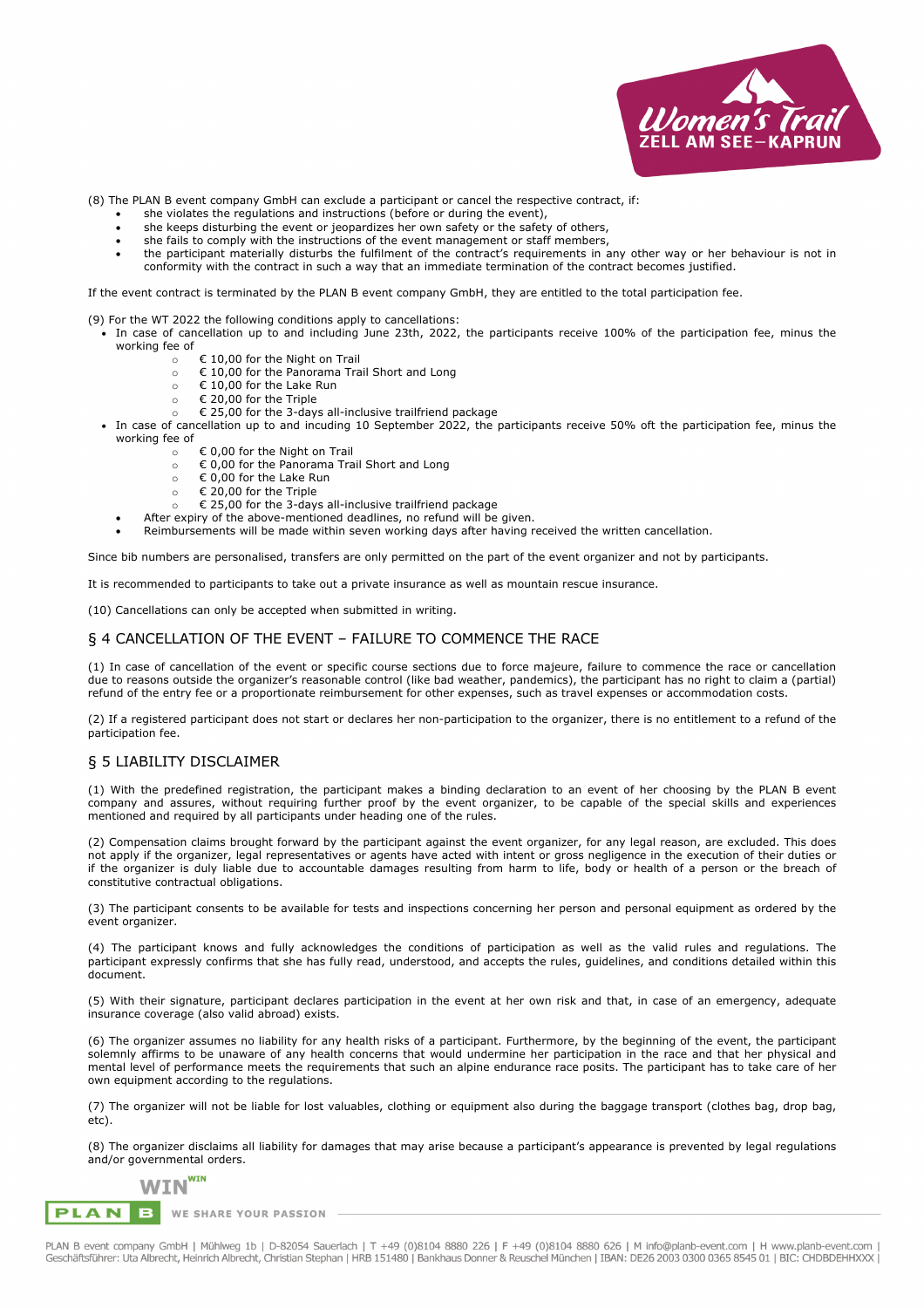(8) The PLAN B event company GmbH can exclude a participant or cancel the respective contract, if:

- she violates the regulations and instructions (before or during the event),
- she keeps disturbing the event or jeopardizes her own safety or the safety of others,
- she fails to comply with the instructions of the event management or staff members,
- the participant materially disturbs the fulfilment of the contract's requirements in any other way or her behaviour is not in conformity with the contract in such a way that an immediate termination of the contract becomes justified.

If the event contract is terminated by the PLAN B event company GmbH, they are entitled to the total participation fee.

(9) For the WT 2022 the following conditions apply to cancellations:

- In case of cancellation up to and including June 23th, 2022, the participants receive 100% of the participation fee, minus the working fee of
  - € 10,00 for the Night on Trail
  - € 10,00 for the Panorama Trail Short and Long
  - € 10,00 for the Lake Run
  - € 20,00 for the Triple
  - € 25,00 for the 3-days all-inclusive trailfriend package
- In case of cancellation up to and incuding 10 September 2022, the participants receive 50% oft the participation fee, minus the working fee of
  - € 0,00 for the Night on Trail
  - € 0,00 for the Panorama Trail Short and Long
  - € 0,00 for the Lake Run
  - € 20,00 for the Triple
  - € 25,00 for the 3-days all-inclusive trailfriend package
- After expiry of the above-mentioned deadlines, no refund will be given.
- Reimbursements will be made within seven working days after having received the written cancellation.

Since bib numbers are personalised, transfers are only permitted on the part of the event organizer and not by participants.

It is recommended to participants to take out a private insurance as well as mountain rescue insurance.

(10) Cancellations can only be accepted when submitted in writing.

## § 4 CANCELLATION OF THE EVENT – FAILURE TO COMMENCE THE RACE

(1) In case of cancellation of the event or specific course sections due to force majeure, failure to commence the race or cancellation due to reasons outside the organizer's reasonable control (like bad weather, pandemics), the participant has no right to claim a (partial) refund of the entry fee or a proportionate reimbursement for other expenses, such as travel expenses or accommodation costs.

(2) If a registered participant does not start or declares her non-participation to the organizer, there is no entitlement to a refund of the participation fee.

## § 5 LIABILITY DISCLAIMER

(1) With the predefined registration, the participant makes a binding declaration to an event of her choosing by the PLAN B event company and assures, without requiring further proof by the event organizer, to be capable of the special skills and experiences mentioned and required by all participants under heading one of the rules.

(2) Compensation claims brought forward by the participant against the event organizer, for any legal reason, are excluded. This does not apply if the organizer, legal representatives or agents have acted with intent or gross negligence in the execution of their duties or if the organizer is duly liable due to accountable damages resulting from harm to life, body or health of a person or the breach of constitutive contractual obligations.

(3) The participant consents to be available for tests and inspections concerning her person and personal equipment as ordered by the event organizer.

(4) The participant knows and fully acknowledges the conditions of participation as well as the valid rules and regulations. The participant expressly confirms that she has fully read, understood, and accepts the rules, guidelines, and conditions detailed within this document.

(5) With their signature, participant declares participation in the event at her own risk and that, in case of an emergency, adequate insurance coverage (also valid abroad) exists.

(6) The organizer assumes no liability for any health risks of a participant. Furthermore, by the beginning of the event, the participant solemnly affirms to be unaware of any health concerns that would undermine her participation in the race and that her physical and mental level of performance meets the requirements that such an alpine endurance race posits. The participant has to take care of her own equipment according to the regulations.

(7) The organizer will not be liable for lost valuables, clothing or equipment also during the baggage transport (clothes bag, drop bag, etc).

(8) The organizer disclaims all liability for damages that may arise because a participant's appearance is prevented by legal regulations and/or governmental orders.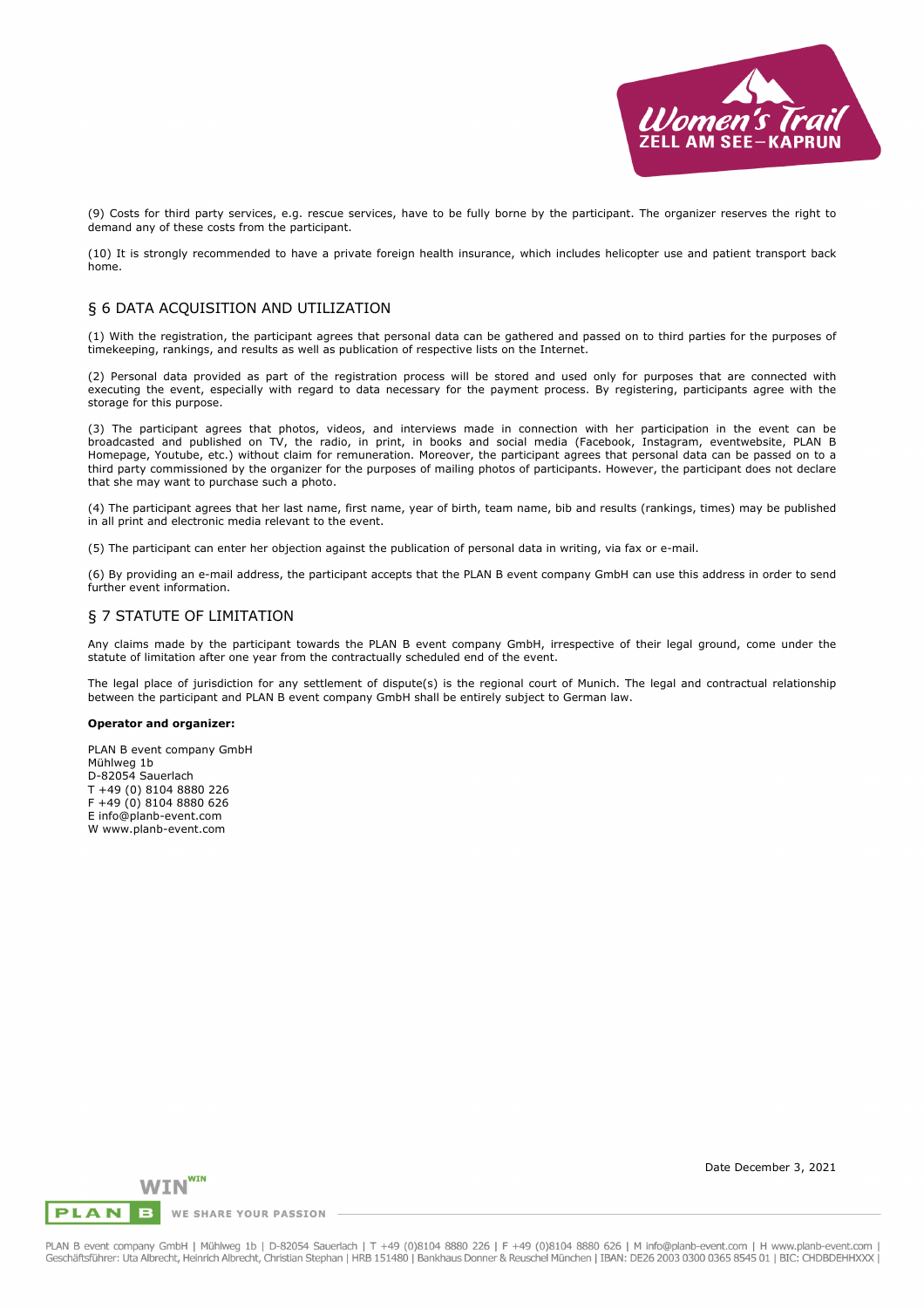(9) Costs for third party services, e.g. rescue services, have to be fully borne by the participant. The organizer reserves the right to demand any of these costs from the participant.

(10) It is strongly recommended to have a private foreign health insurance, which includes helicopter use and patient transport back home.

## § 6 DATA ACQUISITION AND UTILIZATION

(1) With the registration, the participant agrees that personal data can be gathered and passed on to third parties for the purposes of timekeeping, rankings, and results as well as publication of respective lists on the Internet.

(2) Personal data provided as part of the registration process will be stored and used only for purposes that are connected with executing the event, especially with regard to data necessary for the payment process. By registering, participants agree with the storage for this purpose.

(3) The participant agrees that photos, videos, and interviews made in connection with her participation in the event can be broadcasted and published on TV, the radio, in print, in books and social media (Facebook, Instagram, eventwebsite, PLAN B Homepage, Youtube, etc.) without claim for remuneration. Moreover, the participant agrees that personal data can be passed on to a third party commissioned by the organizer for the purposes of mailing photos of participants. However, the participant does not declare that she may want to purchase such a photo.

(4) The participant agrees that her last name, first name, year of birth, team name, bib and results (rankings, times) may be published in all print and electronic media relevant to the event.

(5) The participant can enter her objection against the publication of personal data in writing, via fax or e-mail.

(6) By providing an e-mail address, the participant accepts that the PLAN B event company GmbH can use this address in order to send further event information.

## § 7 STATUTE OF LIMITATION

Any claims made by the participant towards the PLAN B event company GmbH, irrespective of their legal ground, come under the statute of limitation after one year from the contractually scheduled end of the event.

The legal place of jurisdiction for any settlement of dispute(s) is the regional court of Munich. The legal and contractual relationship between the participant and PLAN B event company GmbH shall be entirely subject to German law.

**Operator and organizer:**

PLAN B event company GmbH
Mühlweg 1b
D-82054 Sauerlach
T +49 (0) 8104 8880 226
F +49 (0) 8104 8880 626
E info@planb-event.com
W www.planb-event.com

Date December 3, 2021